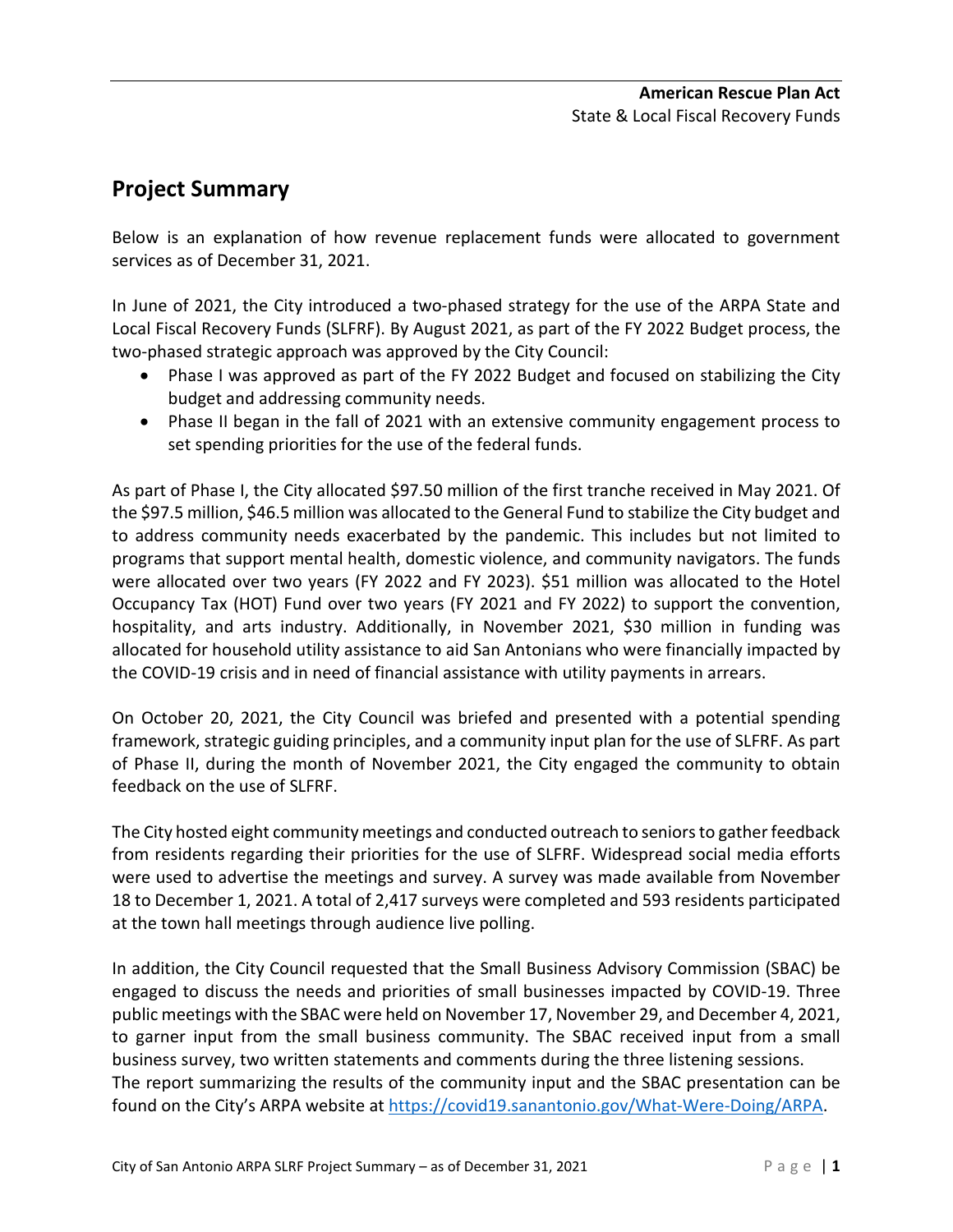**American Rescue Plan Act**
State & Local Fiscal Recovery Funds

## Project Summary

Below is an explanation of how revenue replacement funds were allocated to government services as of December 31, 2021.

In June of 2021, the City introduced a two-phased strategy for the use of the ARPA State and Local Fiscal Recovery Funds (SLFRF). By August 2021, as part of the FY 2022 Budget process, the two-phased strategic approach was approved by the City Council:

- Phase I was approved as part of the FY 2022 Budget and focused on stabilizing the City budget and addressing community needs.
- Phase II began in the fall of 2021 with an extensive community engagement process to set spending priorities for the use of the federal funds.

As part of Phase I, the City allocated $97.50 million of the first tranche received in May 2021. Of the $97.5 million, $46.5 million was allocated to the General Fund to stabilize the City budget and to address community needs exacerbated by the pandemic. This includes but not limited to programs that support mental health, domestic violence, and community navigators. The funds were allocated over two years (FY 2022 and FY 2023). $51 million was allocated to the Hotel Occupancy Tax (HOT) Fund over two years (FY 2021 and FY 2022) to support the convention, hospitality, and arts industry. Additionally, in November 2021, $30 million in funding was allocated for household utility assistance to aid San Antonians who were financially impacted by the COVID-19 crisis and in need of financial assistance with utility payments in arrears.

On October 20, 2021, the City Council was briefed and presented with a potential spending framework, strategic guiding principles, and a community input plan for the use of SLFRF. As part of Phase II, during the month of November 2021, the City engaged the community to obtain feedback on the use of SLFRF.

The City hosted eight community meetings and conducted outreach to seniors to gather feedback from residents regarding their priorities for the use of SLFRF. Widespread social media efforts were used to advertise the meetings and survey. A survey was made available from November 18 to December 1, 2021. A total of 2,417 surveys were completed and 593 residents participated at the town hall meetings through audience live polling.

In addition, the City Council requested that the Small Business Advisory Commission (SBAC) be engaged to discuss the needs and priorities of small businesses impacted by COVID-19. Three public meetings with the SBAC were held on November 17, November 29, and December 4, 2021, to garner input from the small business community. The SBAC received input from a small business survey, two written statements and comments during the three listening sessions.
The report summarizing the results of the community input and the SBAC presentation can be found on the City's ARPA website at [https://covid19.sanantonio.gov/What-Were-Doing/ARPA](https://covid19.sanantonio.gov/What-Were-Doing/ARPA).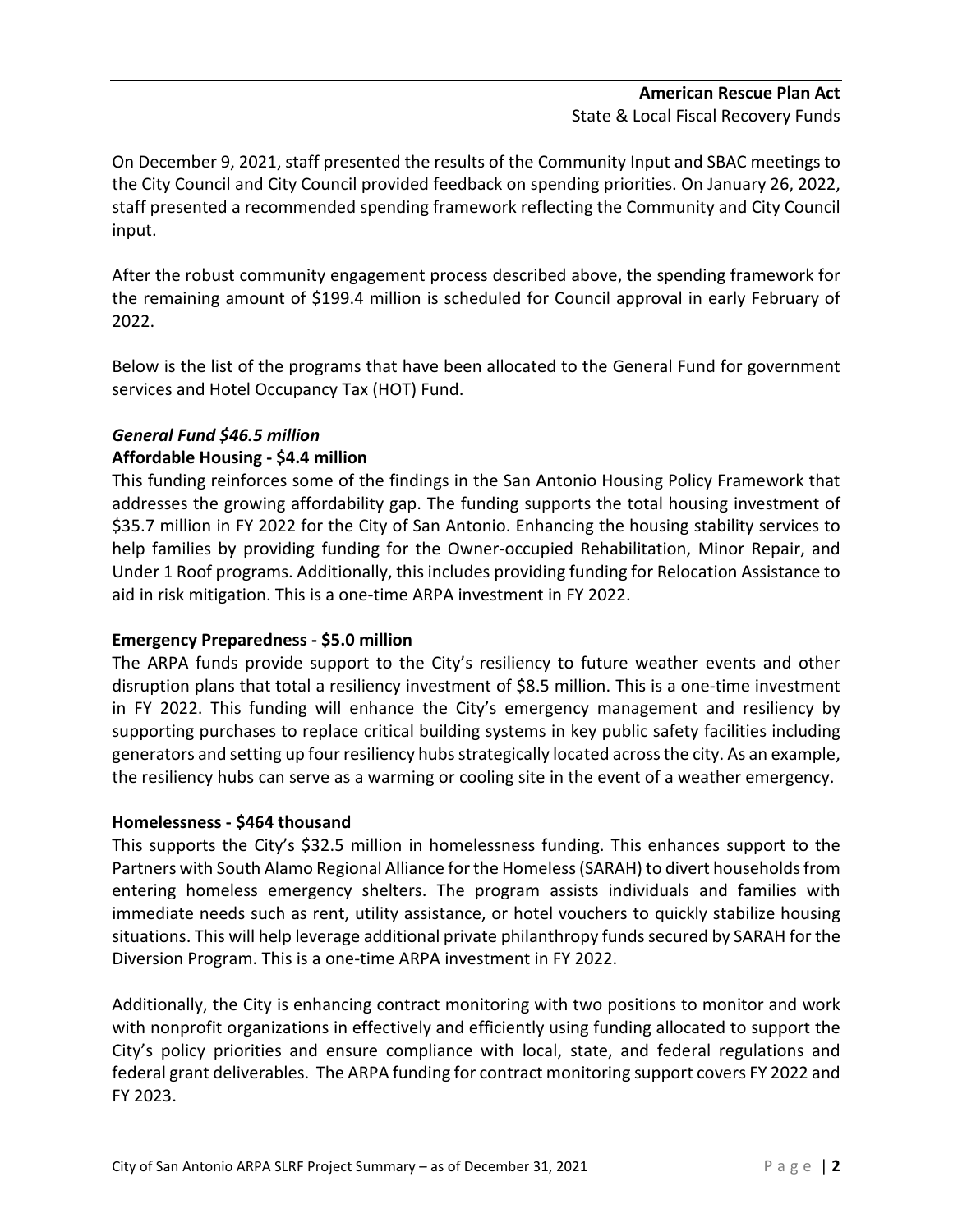On December 9, 2021, staff presented the results of the Community Input and SBAC meetings to the City Council and City Council provided feedback on spending priorities. On January 26, 2022, staff presented a recommended spending framework reflecting the Community and City Council input.

After the robust community engagement process described above, the spending framework for the remaining amount of $199.4 million is scheduled for Council approval in early February of 2022.

Below is the list of the programs that have been allocated to the General Fund for government services and Hotel Occupancy Tax (HOT) Fund.

***General Fund $46.5 million***

**Affordable Housing - $4.4 million**

This funding reinforces some of the findings in the San Antonio Housing Policy Framework that addresses the growing affordability gap. The funding supports the total housing investment of $35.7 million in FY 2022 for the City of San Antonio. Enhancing the housing stability services to help families by providing funding for the Owner-occupied Rehabilitation, Minor Repair, and Under 1 Roof programs. Additionally, this includes providing funding for Relocation Assistance to aid in risk mitigation. This is a one-time ARPA investment in FY 2022.

**Emergency Preparedness - $5.0 million**

The ARPA funds provide support to the City's resiliency to future weather events and other disruption plans that total a resiliency investment of $8.5 million. This is a one-time investment in FY 2022. This funding will enhance the City's emergency management and resiliency by supporting purchases to replace critical building systems in key public safety facilities including generators and setting up four resiliency hubs strategically located across the city. As an example, the resiliency hubs can serve as a warming or cooling site in the event of a weather emergency.

**Homelessness - $464 thousand**

This supports the City's $32.5 million in homelessness funding. This enhances support to the Partners with South Alamo Regional Alliance for the Homeless (SARAH) to divert households from entering homeless emergency shelters. The program assists individuals and families with immediate needs such as rent, utility assistance, or hotel vouchers to quickly stabilize housing situations. This will help leverage additional private philanthropy funds secured by SARAH for the Diversion Program. This is a one-time ARPA investment in FY 2022.

Additionally, the City is enhancing contract monitoring with two positions to monitor and work with nonprofit organizations in effectively and efficiently using funding allocated to support the City's policy priorities and ensure compliance with local, state, and federal regulations and federal grant deliverables. The ARPA funding for contract monitoring support covers FY 2022 and FY 2023.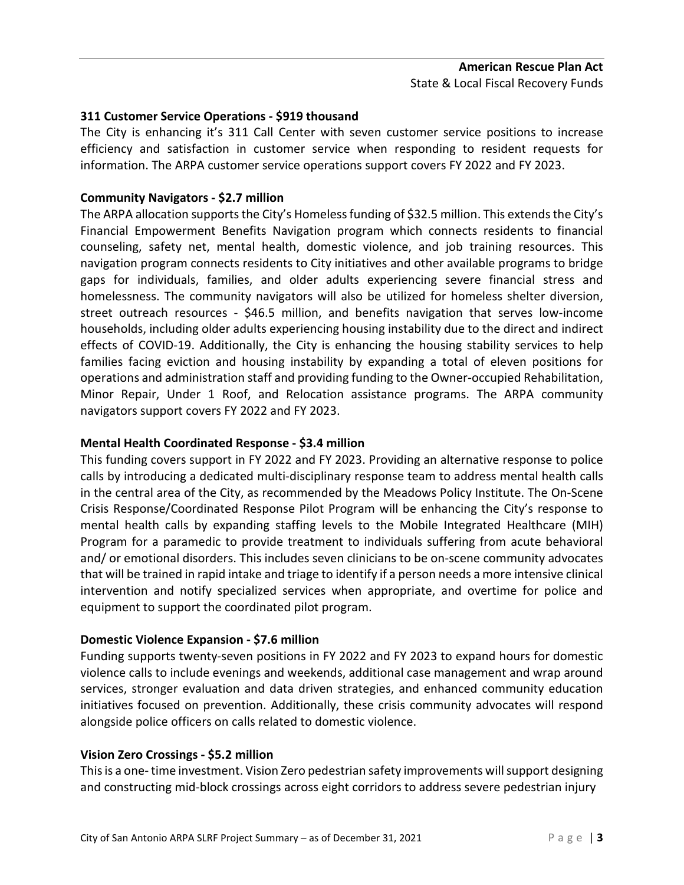**311 Customer Service Operations - $919 thousand**

The City is enhancing it's 311 Call Center with seven customer service positions to increase efficiency and satisfaction in customer service when responding to resident requests for information. The ARPA customer service operations support covers FY 2022 and FY 2023.

**Community Navigators - $2.7 million**

The ARPA allocation supports the City's Homeless funding of $32.5 million. This extends the City's Financial Empowerment Benefits Navigation program which connects residents to financial counseling, safety net, mental health, domestic violence, and job training resources. This navigation program connects residents to City initiatives and other available programs to bridge gaps for individuals, families, and older adults experiencing severe financial stress and homelessness. The community navigators will also be utilized for homeless shelter diversion, street outreach resources - $46.5 million, and benefits navigation that serves low-income households, including older adults experiencing housing instability due to the direct and indirect effects of COVID-19. Additionally, the City is enhancing the housing stability services to help families facing eviction and housing instability by expanding a total of eleven positions for operations and administration staff and providing funding to the Owner-occupied Rehabilitation, Minor Repair, Under 1 Roof, and Relocation assistance programs. The ARPA community navigators support covers FY 2022 and FY 2023.

**Mental Health Coordinated Response - $3.4 million**

This funding covers support in FY 2022 and FY 2023. Providing an alternative response to police calls by introducing a dedicated multi-disciplinary response team to address mental health calls in the central area of the City, as recommended by the Meadows Policy Institute. The On-Scene Crisis Response/Coordinated Response Pilot Program will be enhancing the City's response to mental health calls by expanding staffing levels to the Mobile Integrated Healthcare (MIH) Program for a paramedic to provide treatment to individuals suffering from acute behavioral and/ or emotional disorders. This includes seven clinicians to be on-scene community advocates that will be trained in rapid intake and triage to identify if a person needs a more intensive clinical intervention and notify specialized services when appropriate, and overtime for police and equipment to support the coordinated pilot program.

**Domestic Violence Expansion - $7.6 million**

Funding supports twenty-seven positions in FY 2022 and FY 2023 to expand hours for domestic violence calls to include evenings and weekends, additional case management and wrap around services, stronger evaluation and data driven strategies, and enhanced community education initiatives focused on prevention. Additionally, these crisis community advocates will respond alongside police officers on calls related to domestic violence.

**Vision Zero Crossings - $5.2 million**

This is a one- time investment. Vision Zero pedestrian safety improvements will support designing and constructing mid-block crossings across eight corridors to address severe pedestrian injury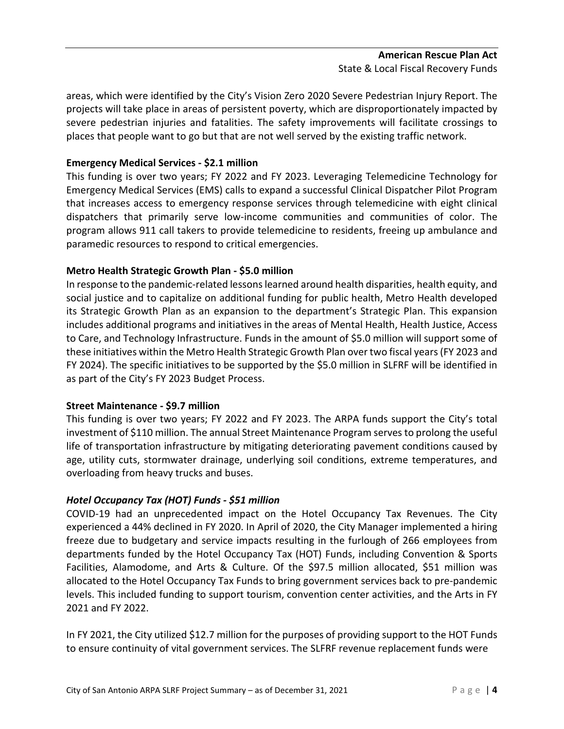areas, which were identified by the City's Vision Zero 2020 Severe Pedestrian Injury Report. The projects will take place in areas of persistent poverty, which are disproportionately impacted by severe pedestrian injuries and fatalities. The safety improvements will facilitate crossings to places that people want to go but that are not well served by the existing traffic network.

**Emergency Medical Services - $2.1 million**

This funding is over two years; FY 2022 and FY 2023. Leveraging Telemedicine Technology for Emergency Medical Services (EMS) calls to expand a successful Clinical Dispatcher Pilot Program that increases access to emergency response services through telemedicine with eight clinical dispatchers that primarily serve low-income communities and communities of color. The program allows 911 call takers to provide telemedicine to residents, freeing up ambulance and paramedic resources to respond to critical emergencies.

**Metro Health Strategic Growth Plan - $5.0 million**

In response to the pandemic-related lessons learned around health disparities, health equity, and social justice and to capitalize on additional funding for public health, Metro Health developed its Strategic Growth Plan as an expansion to the department's Strategic Plan. This expansion includes additional programs and initiatives in the areas of Mental Health, Health Justice, Access to Care, and Technology Infrastructure. Funds in the amount of $5.0 million will support some of these initiatives within the Metro Health Strategic Growth Plan over two fiscal years (FY 2023 and FY 2024). The specific initiatives to be supported by the $5.0 million in SLFRF will be identified in as part of the City's FY 2023 Budget Process.

**Street Maintenance - $9.7 million**

This funding is over two years; FY 2022 and FY 2023. The ARPA funds support the City's total investment of $110 million. The annual Street Maintenance Program serves to prolong the useful life of transportation infrastructure by mitigating deteriorating pavement conditions caused by age, utility cuts, stormwater drainage, underlying soil conditions, extreme temperatures, and overloading from heavy trucks and buses.

***Hotel Occupancy Tax (HOT) Funds - $51 million***

COVID-19 had an unprecedented impact on the Hotel Occupancy Tax Revenues. The City experienced a 44% declined in FY 2020. In April of 2020, the City Manager implemented a hiring freeze due to budgetary and service impacts resulting in the furlough of 266 employees from departments funded by the Hotel Occupancy Tax (HOT) Funds, including Convention & Sports Facilities, Alamodome, and Arts & Culture. Of the $97.5 million allocated, $51 million was allocated to the Hotel Occupancy Tax Funds to bring government services back to pre-pandemic levels. This included funding to support tourism, convention center activities, and the Arts in FY 2021 and FY 2022.

In FY 2021, the City utilized $12.7 million for the purposes of providing support to the HOT Funds to ensure continuity of vital government services. The SLFRF revenue replacement funds were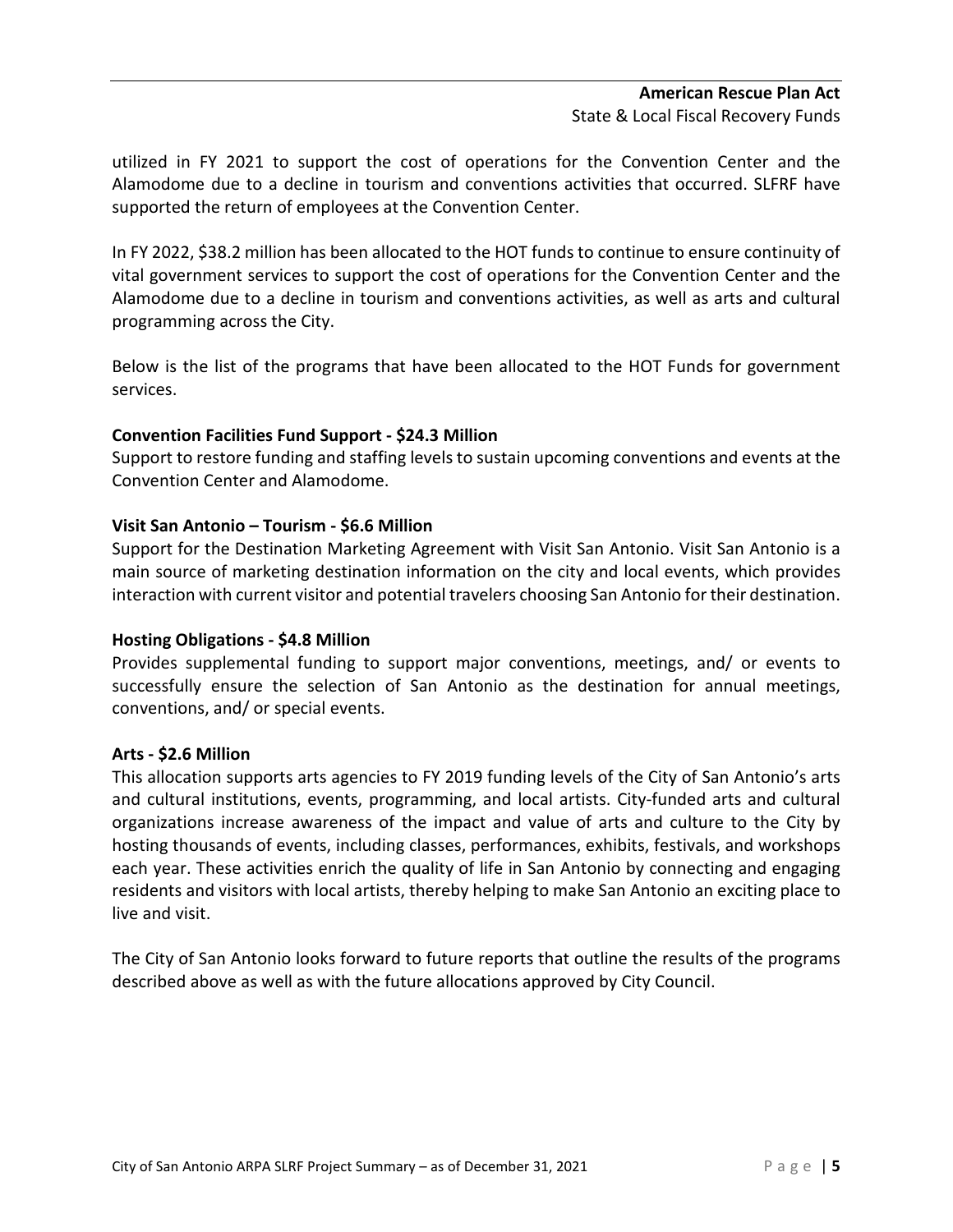utilized in FY 2021 to support the cost of operations for the Convention Center and the Alamodome due to a decline in tourism and conventions activities that occurred. SLFRF have supported the return of employees at the Convention Center.

In FY 2022, $38.2 million has been allocated to the HOT funds to continue to ensure continuity of vital government services to support the cost of operations for the Convention Center and the Alamodome due to a decline in tourism and conventions activities, as well as arts and cultural programming across the City.

Below is the list of the programs that have been allocated to the HOT Funds for government services.

**Convention Facilities Fund Support - $24.3 Million**
Support to restore funding and staffing levels to sustain upcoming conventions and events at the Convention Center and Alamodome.

**Visit San Antonio – Tourism - $6.6 Million**
Support for the Destination Marketing Agreement with Visit San Antonio. Visit San Antonio is a main source of marketing destination information on the city and local events, which provides interaction with current visitor and potential travelers choosing San Antonio for their destination.

**Hosting Obligations - $4.8 Million**
Provides supplemental funding to support major conventions, meetings, and/ or events to successfully ensure the selection of San Antonio as the destination for annual meetings, conventions, and/ or special events.

**Arts - $2.6 Million**
This allocation supports arts agencies to FY 2019 funding levels of the City of San Antonio's arts and cultural institutions, events, programming, and local artists. City-funded arts and cultural organizations increase awareness of the impact and value of arts and culture to the City by hosting thousands of events, including classes, performances, exhibits, festivals, and workshops each year. These activities enrich the quality of life in San Antonio by connecting and engaging residents and visitors with local artists, thereby helping to make San Antonio an exciting place to live and visit.

The City of San Antonio looks forward to future reports that outline the results of the programs described above as well as with the future allocations approved by City Council.